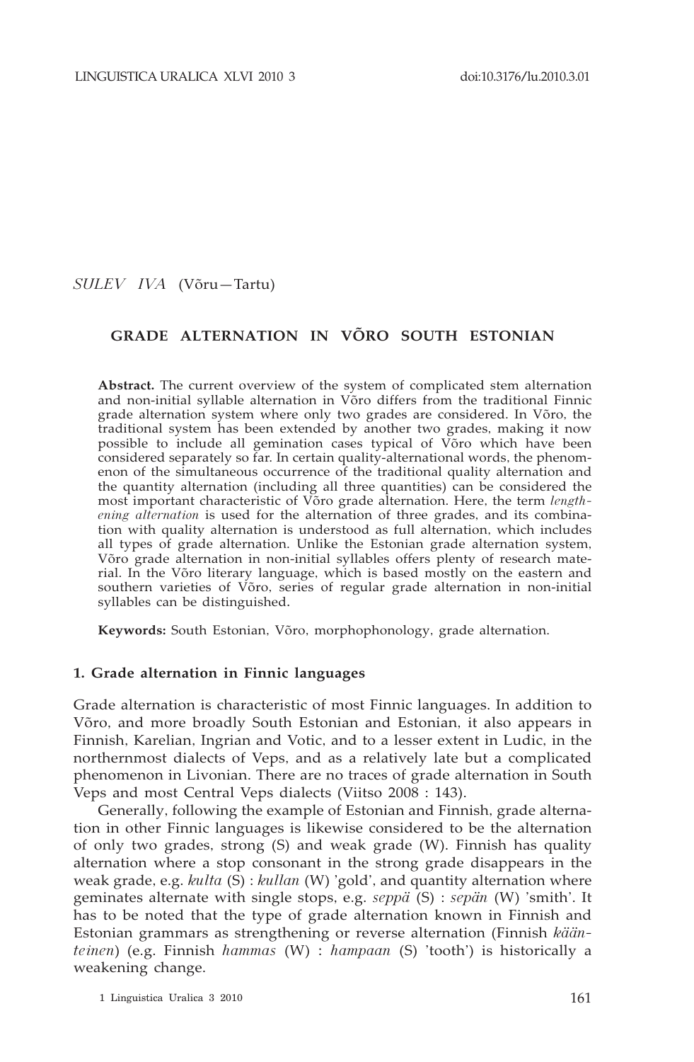*SULEV IVA* (Võru—Tartu)

# GRADE ALTERNATION IN VÕRO SOUTH ESTONIAN

**Abstract.** The current overview of the system of complicated stem alternation and non-initial syllable alternation in Võro differs from the traditional Finnic grade alternation system where only two grades are considered. In Võro, the traditional system has been extended by another two grades, making it now possible to include all gemination cases typical of Võro which have been considered separately so far. In certain quality-alternational words, the phenomenon of the simultaneous occurrence of the traditional quality alternation and the quantity alternation (including all three quantities) can be considered the most important characteristic of Võro grade alternation. Here, the term *lengthening alternation* is used for the alternation of three grades, and its combination with quality alternation is understood as full alternation, which includes all types of grade alternation. Unlike the Estonian grade alternation system, Võro grade alternation in non-initial syllables offers plenty of research material. In the Võro literary language, which is based mostly on the eastern and southern varieties of Võro, series of regular grade alternation in non-initial syllables can be distinguished.

**Keywords:** South Estonian, Võro, morphophonology, grade alternation.

## 1. Grade alternation in Finnic languages

Grade alternation is characteristic of most Finnic languages. In addition to Võro, and more broadly South Estonian and Estonian, it also appears in Finnish, Karelian, Ingrian and Votic, and to a lesser extent in Ludic, in the northernmost dialects of Veps, and as a relatively late but a complicated phenomenon in Livonian. There are no traces of grade alternation in South Veps and most Central Veps dialects (Viitso 2008 : 143).

Generally, following the example of Estonian and Finnish, grade alternation in other Finnic languages is likewise considered to be the alternation of only two grades, strong (S) and weak grade (W). Finnish has quality alternation where a stop consonant in the strong grade disappears in the weak grade, e.g. *kulta* (S) : *kullan* (W) 'gold', and quantity alternation where geminates alternate with single stops, e.g. *seppä* (S) : *sepän* (W) 'smith'. It has to be noted that the type of grade alternation known in Finnish and Estonian grammars as strengthening or reverse alternation (Finnish *käänteinen*) (e.g. Finnish *hammas* (W) : *hampaan* (S) 'tooth') is historically a weakening change.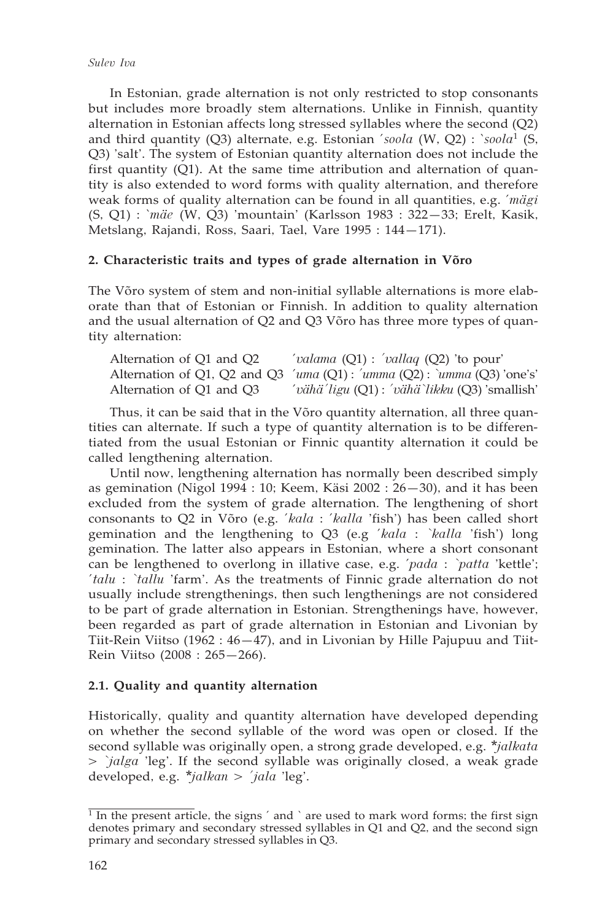In Estonian, grade alternation is not only restricted to stop consonants but includes more broadly stem alternations. Unlike in Finnish, quantity alternation in Estonian affects long stressed syllables where the second (Q2) and third quantity (Q3) alternate, e.g. Estonian *´soola* (W, Q2) : *`soola*[1] (S, Q3) 'salt'. The system of Estonian quantity alternation does not include the first quantity (Q1). At the same time attribution and alternation of quantity is also extended to word forms with quality alternation, and therefore weak forms of quality alternation can be found in all quantities, e.g. *´mägi* (S, Q1) : *`mäe* (W, Q3) 'mountain' (Karlsson 1983 : 322—33; Erelt, Kasik, Metslang, Rajandi, Ross, Saari, Tael, Vare 1995 : 144—171).

## 2. Characteristic traits and types of grade alternation in Võro

The Võro system of stem and non-initial syllable alternations is more elaborate than that of Estonian or Finnish. In addition to quality alternation and the usual alternation of Q2 and Q3 Võro has three more types of quantity alternation:

| | |
|---|---|
| Alternation of Q1 and Q2 | *´valama* (Q1) : *´vallaq* (Q2) 'to pour' |
| Alternation of Q1, Q2 and Q3 | *´uma* (Q1) : *´umma* (Q2) : *`umma* (Q3) 'one's' |
| Alternation of Q1 and Q3 | *´vähä´ligu* (Q1) : *´vähä`likku* (Q3) 'smallish' |

Thus, it can be said that in the Võro quantity alternation, all three quantities can alternate. If such a type of quantity alternation is to be differentiated from the usual Estonian or Finnic quantity alternation it could be called lengthening alternation.

Until now, lengthening alternation has normally been described simply as gemination (Nigol 1994 : 10; Keem, Käsi 2002 : 26—30), and it has been excluded from the system of grade alternation. The lengthening of short consonants to Q2 in Võro (e.g. *´kala* : *´kalla* 'fish') has been called short gemination and the lengthening to Q3 (e.g *´kala* : *`kalla* 'fish') long gemination. The latter also appears in Estonian, where a short consonant can be lengthened to overlong in illative case, e.g. *´pada* : *`patta* 'kettle'; *´talu* : *`tallu* 'farm'. As the treatments of Finnic grade alternation do not usually include strengthenings, then such lengthenings are not considered to be part of grade alternation in Estonian. Strengthenings have, however, been regarded as part of grade alternation in Estonian and Livonian by Tiit-Rein Viitso (1962 : 46—47), and in Livonian by Hille Pajupuu and Tiit-Rein Viitso (2008 : 265—266).

### 2.1. Quality and quantity alternation

Historically, quality and quantity alternation have developed depending on whether the second syllable of the word was open or closed. If the second syllable was originally open, a strong grade developed, e.g. *\*jalkata* > *`jalga* 'leg'. If the second syllable was originally closed, a weak grade developed, e.g. *\*jalkan* > *´jala* 'leg'.

---

[1] In the present article, the signs ´ and ` are used to mark word forms; the first sign denotes primary and secondary stressed syllables in Q1 and Q2, and the second sign primary and secondary stressed syllables in Q3.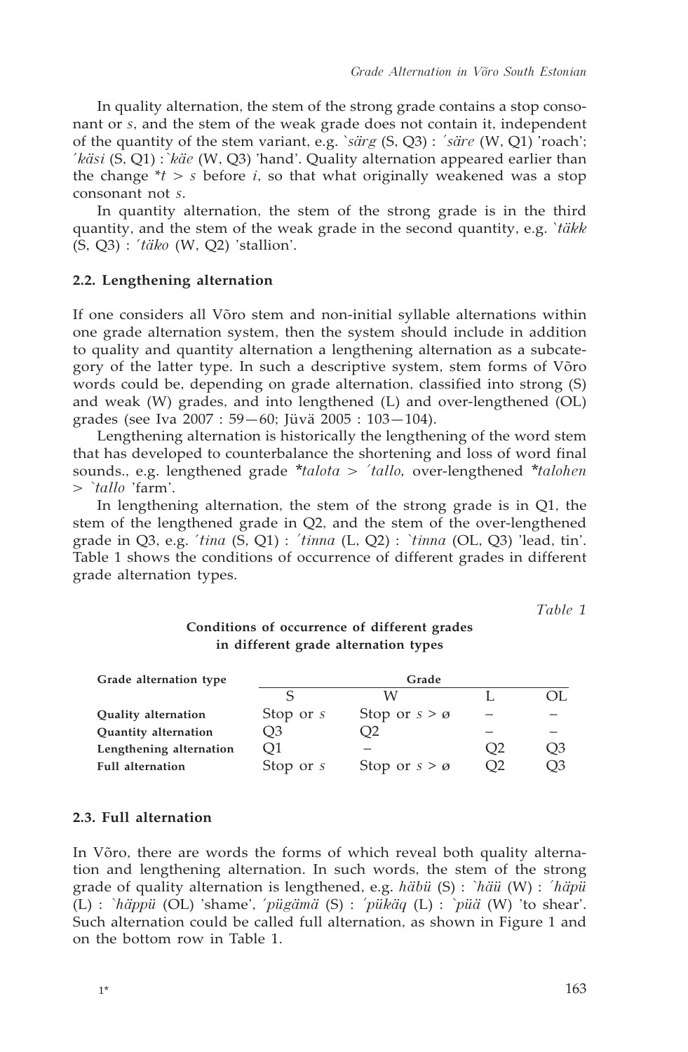In quality alternation, the stem of the strong grade contains a stop consonant or *s*, and the stem of the weak grade does not contain it, independent of the quantity of the stem variant, e.g. *`särg* (S, Q3) : *´säre* (W, Q1) 'roach'; *´käsi* (S, Q1) : *`käe* (W, Q3) 'hand'. Quality alternation appeared earlier than the change *\*t* > *s* before *i*, so that what originally weakened was a stop consonant not *s*.

In quantity alternation, the stem of the strong grade is in the third quantity, and the stem of the weak grade in the second quantity, e.g. *`täkk* (S, Q3) : *´täko* (W, Q2) 'stallion'.

### 2.2. Lengthening alternation

If one considers all Võro stem and non-initial syllable alternations within one grade alternation system, then the system should include in addition to quality and quantity alternation a lengthening alternation as a subcategory of the latter type. In such a descriptive system, stem forms of Võro words could be, depending on grade alternation, classified into strong (S) and weak (W) grades, and into lengthened (L) and over-lengthened (OL) grades (see Iva 2007 : 59—60; Jüvä 2005 : 103—104).

Lengthening alternation is historically the lengthening of the word stem that has developed to counterbalance the shortening and loss of word final sounds., e.g. lengthened grade *\*talota* > *´tallo*, over-lengthened *\*talohen* > *`tallo* 'farm'.

In lengthening alternation, the stem of the strong grade is in Q1, the stem of the lengthened grade in Q2, and the stem of the over-lengthened grade in Q3, e.g. *´tina* (S, Q1) : *´tinna* (L, Q2) : *`tinna* (OL, Q3) 'lead, tin'. Table 1 shows the conditions of occurrence of different grades in different grade alternation types.

*Table 1*

**Conditions of occurrence of different grades in different grade alternation types**

| Grade alternation type | Grade | | | |
|---|---|---|---|---|
| | S | W | L | OL |
| **Quality alternation** | Stop or *s* | Stop or *s* > ø | – | – |
| **Quantity alternation** | Q3 | Q2 | – | – |
| **Lengthening alternation** | Q1 | – | Q2 | Q3 |
| **Full alternation** | Stop or *s* | Stop or *s* > ø | Q2 | Q3 |

### 2.3. Full alternation

In Võro, there are words the forms of which reveal both quality alternation and lengthening alternation. In such words, the stem of the strong grade of quality alternation is lengthened, e.g. *häbü* (S) : *`häü* (W) : *´häpü* (L) : *`häppü* (OL) 'shame', *´pügämä* (S) : *´püküq* (L) : *`püä* (W) 'to shear'. Such alternation could be called full alternation, as shown in Figure 1 and on the bottom row in Table 1.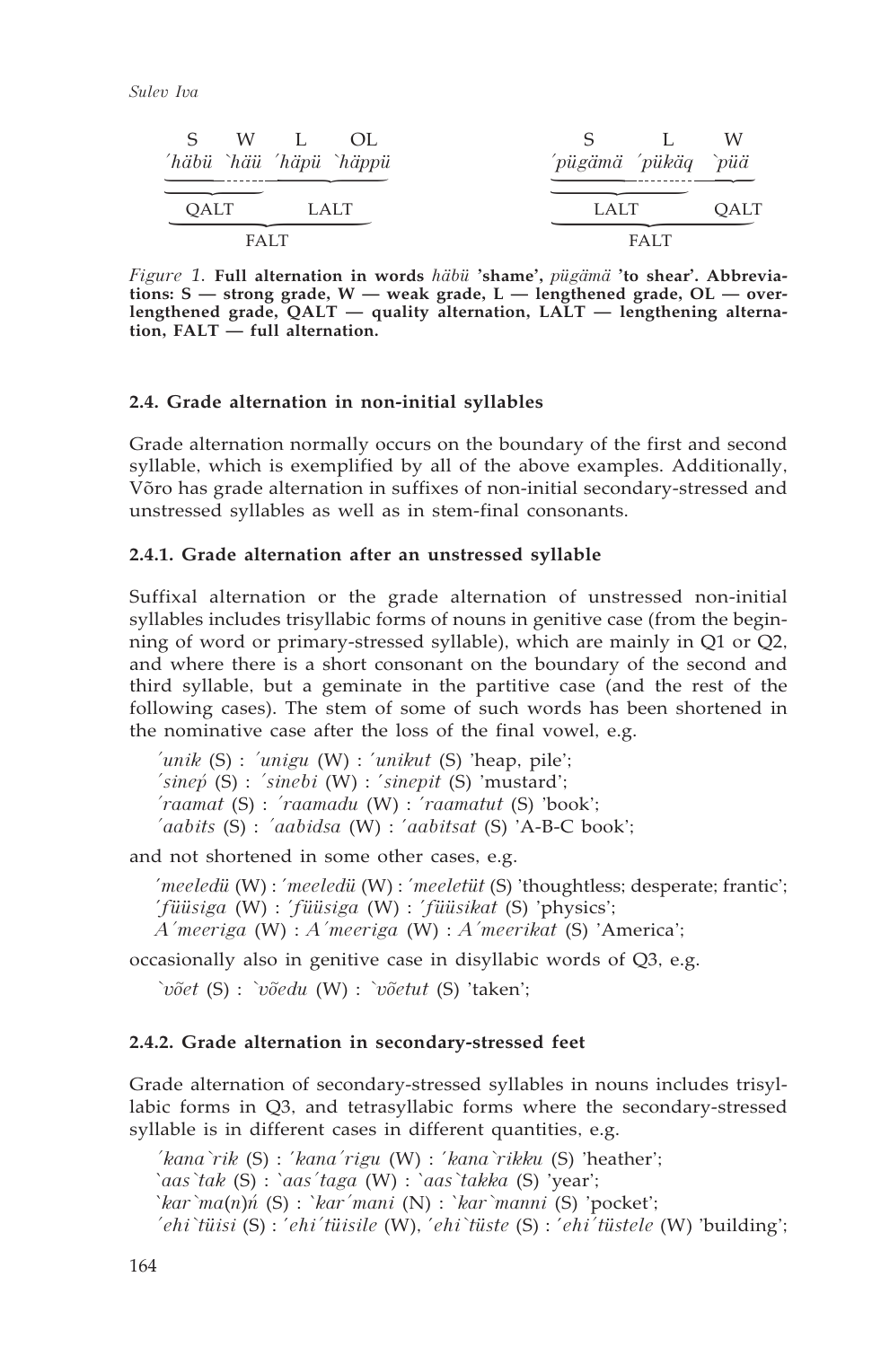| S | W | L | OL |
|---|---|---|---|
| ´häbü | \`hää | ´häpü | \`häppü |
| QALT | | LALT | |
| FALT | | | |

| S | L | W |
|---|---|---|
| ´pügämä | ´püküq | \`püä |
| LALT | | QALT |
| FALT | | |

*Figure 1.* **Full alternation in words** *häbü* **'shame',** *pügämä* **'to shear'. Abbreviations: S — strong grade, W — weak grade, L — lengthened grade, OL — overlengthened grade, QALT — quality alternation, LALT — lengthening alternation, FALT — full alternation.**

### 2.4. Grade alternation in non-initial syllables

Grade alternation normally occurs on the boundary of the first and second syllable, which is exemplified by all of the above examples. Additionally, Võro has grade alternation in suffixes of non-initial secondary-stressed and unstressed syllables as well as in stem-final consonants.

#### 2.4.1. Grade alternation after an unstressed syllable

Suffixal alternation or the grade alternation of unstressed non-initial syllables includes trisyllabic forms of nouns in genitive case (from the beginning of word or primary-stressed syllable), which are mainly in Q1 or Q2, and where there is a short consonant on the boundary of the second and third syllable, but a geminate in the partitive case (and the rest of the following cases). The stem of some of such words has been shortened in the nominative case after the loss of the final vowel, e.g.

*´unik* (S) : *´unigu* (W) : *´unikut* (S) 'heap, pile';
*´sineṕ* (S) : *´sinebi* (W) : *´sinepit* (S) 'mustard';
*´raamat* (S) : *´raamadu* (W) : *´raamatut* (S) 'book';
*´aabits* (S) : *´aabidsa* (W) : *´aabitsat* (S) 'A-B-C book';

and not shortened in some other cases, e.g.

*´meeledü* (W) : *´meeledü* (W) : *´meeletüt* (S) 'thoughtless; desperate; frantic';
*´füüsiga* (W) : *´füüsiga* (W) : *´füüsikat* (S) 'physics';
*A´meeriga* (W) : *A´meeriga* (W) : *A´meerikat* (S) 'America';

occasionally also in genitive case in disyllabic words of Q3, e.g.

*\`võet* (S) : *\`võedu* (W) : *\`võetut* (S) 'taken';

#### 2.4.2. Grade alternation in secondary-stressed feet

Grade alternation of secondary-stressed syllables in nouns includes trisyllabic forms in Q3, and tetrasyllabic forms where the secondary-stressed syllable is in different cases in different quantities, e.g.

*´kana\`rik* (S) : *´kana´rigu* (W) : *´kana\`rikku* (S) 'heather';
*\`aas\`tak* (S) : *\`aas´taga* (W) : *\`aas\`takka* (S) 'year';
*\`kar\`ma(n)ń* (S) : *\`kar´mani* (N) : *\`kar\`manni* (S) 'pocket';
*´ehi\`tüisi* (S) : *´ehi´tüisile* (W), *´ehi\`tüste* (S) : *´ehi´tüstele* (W) 'building';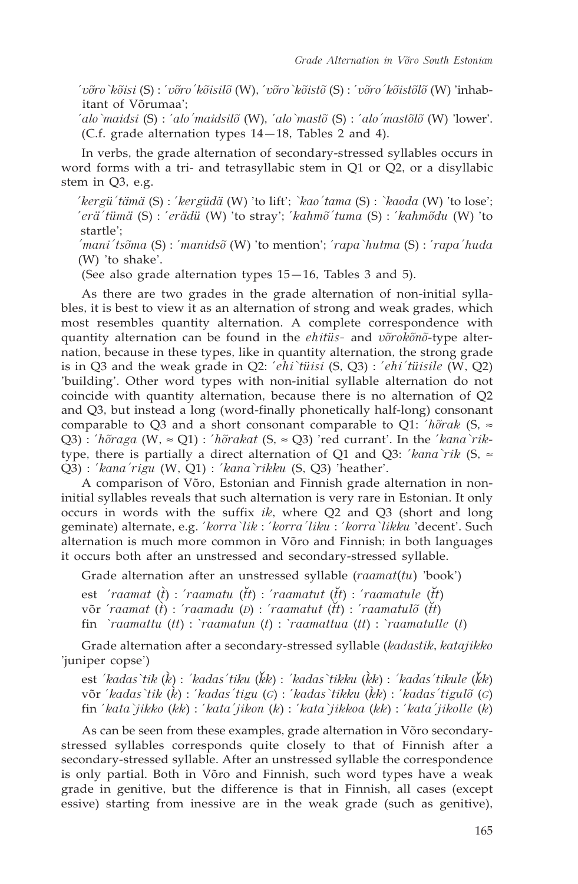´võro`kõisi (S) : ´võro´kõisilõ (W), ´võro`kõistõ (S) : ´võro´kõistõlõ (W) 'inhabitant of Võrumaa';

´alo`maidsi (S) : ´alo´maidsilõ (W), ´alo`mastõ (S) : ´alo´mastõlõ (W) 'lower'. (C.f. grade alternation types 14—18, Tables 2 and 4).

In verbs, the grade alternation of secondary-stressed syllables occurs in word forms with a tri- and tetrasyllabic stem in Q1 or Q2, or a disyllabic stem in Q3, e.g.

*´kergü´tämä* (S) : *´kergüdä* (W) 'to lift'; *`kao´tama* (S) : *`kaoda* (W) 'to lose'; *´erä´tümä* (S) : *´erädü* (W) 'to stray'; *´kahmõ´tuma* (S) : *´kahmõdu* (W) 'to startle';

*´mani´tsõma* (S) : *´manidsõ* (W) 'to mention'; *´rapa`hutma* (S) : *´rapa´huda* (W) 'to shake'.

(See also grade alternation types 15—16, Tables 3 and 5).

As there are two grades in the grade alternation of non-initial syllables, it is best to view it as an alternation of strong and weak grades, which most resembles quantity alternation. A complete correspondence with quantity alternation can be found in the *ehitüs-* and *võrokõnõ*-type alternation, because in these types, like in quantity alternation, the strong grade is in Q3 and the weak grade in Q2: *´ehi`tüisi* (S, Q3) : *´ehi´tüisile* (W, Q2) 'building'. Other word types with non-initial syllable alternation do not coincide with quantity alternation, because there is no alternation of Q2 and Q3, but instead a long (word-finally phonetically half-long) consonant comparable to Q3 and a short consonant comparable to Q1: *´hõrak* (S, ≈ Q3) : *´hõraga* (W, ≈ Q1) : *´hõrakat* (S, ≈ Q3) 'red currant'. In the *´kana`rik*-type, there is partially a direct alternation of Q1 and Q3: *´kana`rik* (S, ≈ Q3) : *´kana´rigu* (W, Q1) : *´kana`rikku* (S, Q3) 'heather'.

A comparison of Võro, Estonian and Finnish grade alternation in non-initial syllables reveals that such alternation is very rare in Estonian. It only occurs in words with the suffix *ik*, where Q2 and Q3 (short and long geminate) alternate, e.g. *´korra`lik* : *´korra´liku* : *´korra`likku* 'decent'. Such alternation is much more common in Võro and Finnish; in both languages it occurs both after an unstressed and secondary-stressed syllable.

Grade alternation after an unstressed syllable (*raamat*(*tu*) 'book')

est *´raamat* (*t̀*) : *´raamatu* (*t̆t*) : *´raamatut* (*t̆t*) : *´raamatule* (*t̆t*)
võr *´raamat* (*t̀*) : *´raamadu* (ᴅ) : *´raamatut* (*t̆t*) : *´raamatulõ* (*t̆t*)
fin *`raamattu* (*tt*) : *`raamatun* (*t*) : *`raamattua* (*tt*) : *`raamatulle* (*t*)

Grade alternation after a secondary-stressed syllable (*kadastik*, *katajikko* 'juniper copse')

est *´kadas`tik* (*k̀*) : *´kadas´tiku* (*k̆k*) : *´kadas`tikku* (*k̀k*) : *´kadas´tikule* (*k̆k*)
võr *´kadas`tik* (*k̀*) : *´kadas´tigu* (ɢ) : *´kadas`tikku* (*k̀k*) : *´kadas´tigulõ* (ɢ)
fin *´kata`jikko* (*kk*) : *´kata´jikon* (*k*) : *´kata`jikkoa* (*kk*) : *´kata´jikolle* (*k*)

As can be seen from these examples, grade alternation in Võro secondary-stressed syllables corresponds quite closely to that of Finnish after a secondary-stressed syllable. After an unstressed syllable the correspondence is only partial. Both in Võro and Finnish, such word types have a weak grade in genitive, but the difference is that in Finnish, all cases (except essive) starting from inessive are in the weak grade (such as genitive),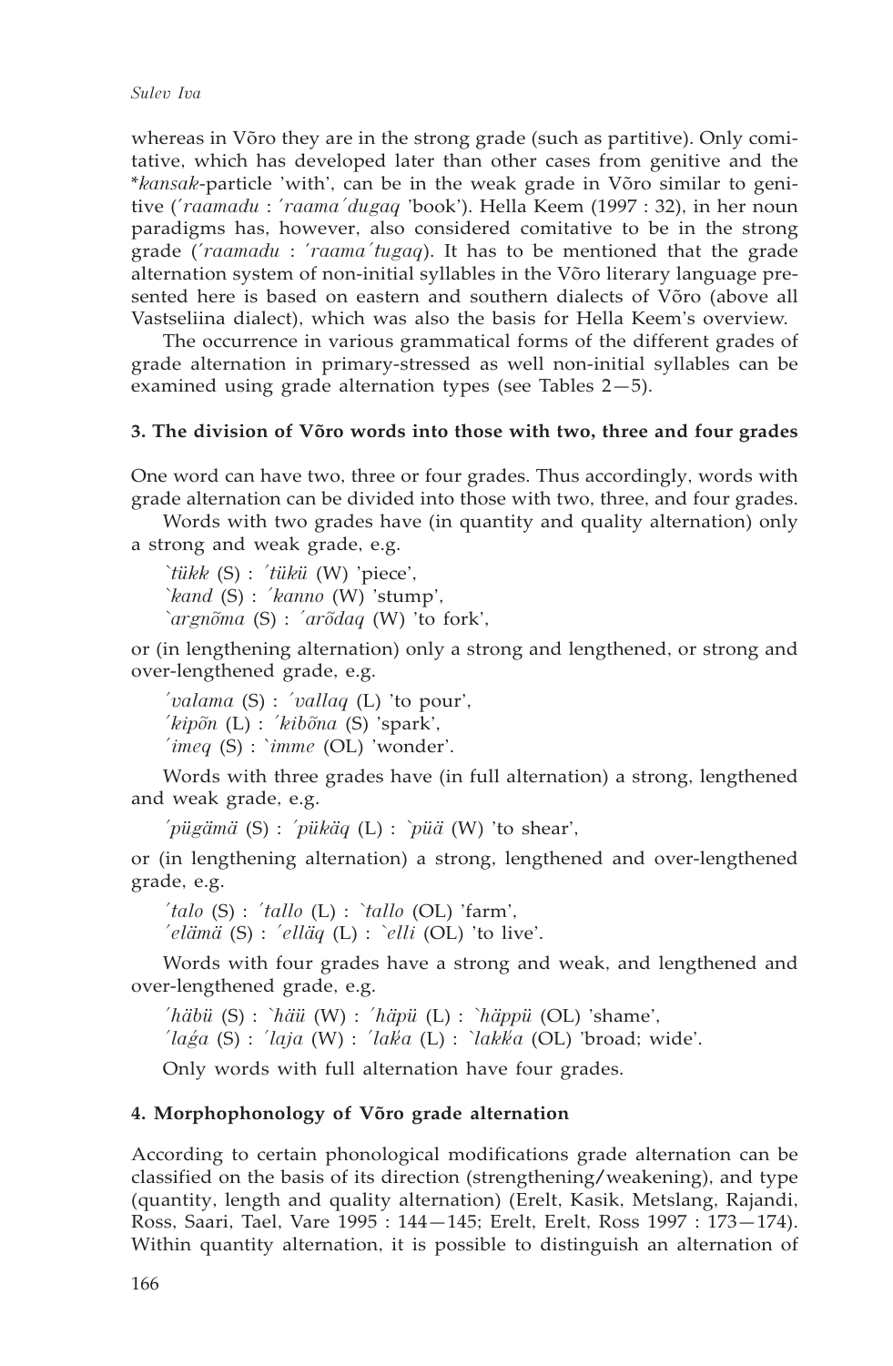whereas in Võro they are in the strong grade (such as partitive). Only comitative, which has developed later than other cases from genitive and the *\*kansak*-particle 'with', can be in the weak grade in Võro similar to genitive (*´raamadu* : *´raama´dugaq* 'book'). Hella Keem (1997 : 32), in her noun paradigms has, however, also considered comitative to be in the strong grade (*´raamadu* : *´raama´tugaq*). It has to be mentioned that the grade alternation system of non-initial syllables in the Võro literary language presented here is based on eastern and southern dialects of Võro (above all Vastseliina dialect), which was also the basis for Hella Keem's overview.

The occurrence in various grammatical forms of the different grades of grade alternation in primary-stressed as well non-initial syllables can be examined using grade alternation types (see Tables 2—5).

### 3. The division of Võro words into those with two, three and four grades

One word can have two, three or four grades. Thus accordingly, words with grade alternation can be divided into those with two, three, and four grades.

Words with two grades have (in quantity and quality alternation) only a strong and weak grade, e.g.

*`tükk* (S) : *´tükü* (W) 'piece',
*`kand* (S) : *´kanno* (W) 'stump',
*`argnõma* (S) : *´arõdaq* (W) 'to fork',

or (in lengthening alternation) only a strong and lengthened, or strong and over-lengthened grade, e.g.

*´valama* (S) : *´vallaq* (L) 'to pour',
*´kipõn* (L) : *´kibõna* (S) 'spark',
*´imeq* (S) : *`imme* (OL) 'wonder'.

Words with three grades have (in full alternation) a strong, lengthened and weak grade, e.g.

*´pügämä* (S) : *´püküq* (L) : *`püä* (W) 'to shear',

or (in lengthening alternation) a strong, lengthened and over-lengthened grade, e.g.

*´talo* (S) : *´tallo* (L) : *`tallo* (OL) 'farm',
*´elämä* (S) : *´elläq* (L) : *`elli* (OL) 'to live'.

Words with four grades have a strong and weak, and lengthened and over-lengthened grade, e.g.

*´häbü* (S) : *`häü* (W) : *´häpü* (L) : *`häppü* (OL) 'shame',
*´laǵa* (S) : *´laja* (W) : *´lakḱa* (L) : *`lakḱa* (OL) 'broad; wide'.

Only words with full alternation have four grades.

### 4. Morphophonology of Võro grade alternation

According to certain phonological modifications grade alternation can be classified on the basis of its direction (strengthening/weakening), and type (quantity, length and quality alternation) (Erelt, Kasik, Metslang, Rajandi, Ross, Saari, Tael, Vare 1995 : 144—145; Erelt, Erelt, Ross 1997 : 173—174). Within quantity alternation, it is possible to distinguish an alternation of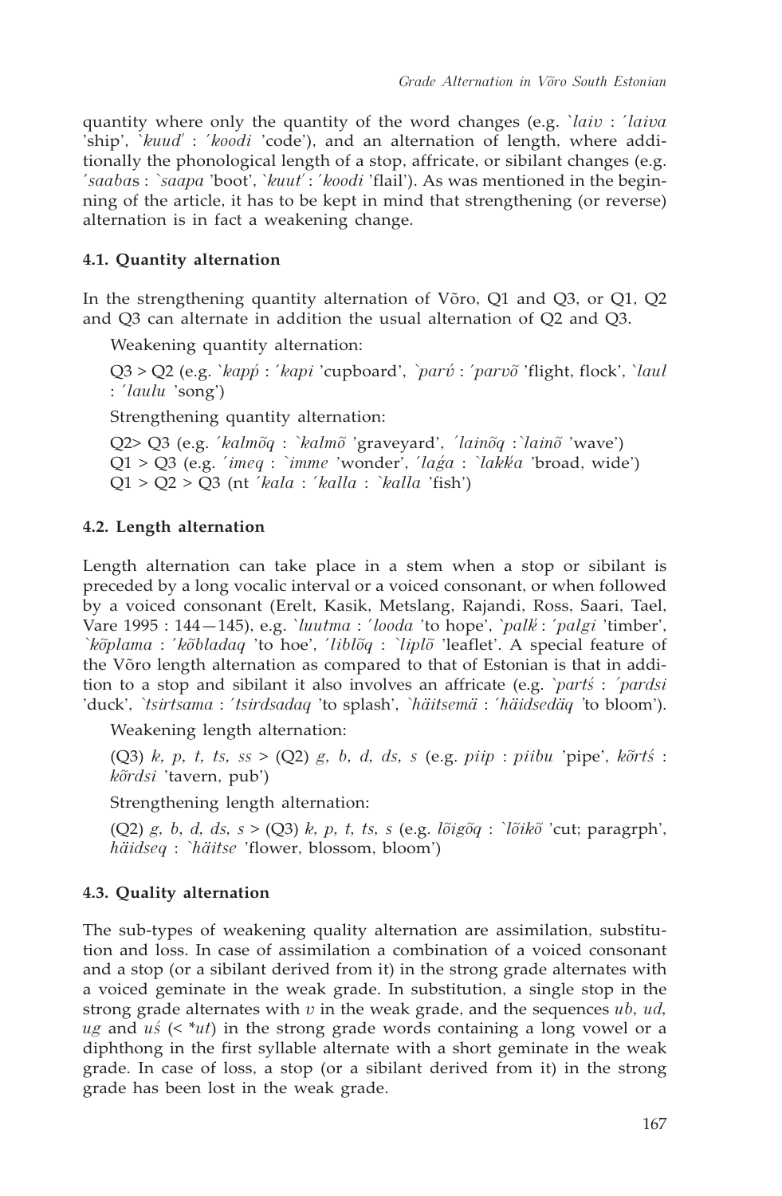quantity where only the quantity of the word changes (e.g. *`laiv* : *´laiva* 'ship', *`kuud´* : *´koodi* 'code'), and an alternation of length, where additionally the phonological length of a stop, affricate, or sibilant changes (e.g. *´saabas* : *`saapa* 'boot', *`kuut´* : *´koodi* 'flail'). As was mentioned in the beginning of the article, it has to be kept in mind that strengthening (or reverse) alternation is in fact a weakening change.

#### 4.1. Quantity alternation

In the strengthening quantity alternation of Võro, Q1 and Q3, or Q1, Q2 and Q3 can alternate in addition the usual alternation of Q2 and Q3.

Weakening quantity alternation:

Q3 > Q2 (e.g. *`kapṕ* : *´kapi* 'cupboard', *`parv́* : *´parvõ* 'flight, flock', *`laul* : *´laulu* 'song')

Strengthening quantity alternation:

Q2> Q3 (e.g. *´kalmõq* : *`kalmõ* 'graveyard', *´lainõq* :*`lainõ* 'wave')
Q1 > Q3 (e.g. *´imeq* : *`imme* 'wonder', *´laǵa* : *`lakḱa* 'broad, wide')
Q1 > Q2 > Q3 (nt *´kala* : *´kalla* : *`kalla* 'fish')

#### 4.2. Length alternation

Length alternation can take place in a stem when a stop or sibilant is preceded by a long vocalic interval or a voiced consonant, or when followed by a voiced consonant (Erelt, Kasik, Metslang, Rajandi, Ross, Saari, Tael, Vare 1995 : 144—145), e.g. *`luutma* : *´looda* 'to hope', *`palḱ* : *´palgi* 'timber', *`kõplama* : *´kõbladaq* 'to hoe', *´liblõq* : *`liplõ* 'leaflet'. A special feature of the Võro length alternation as compared to that of Estonian is that in addition to a stop and sibilant it also involves an affricate (e.g. *`partś* : *´pardsi* 'duck', *`tsirtsama* : *´tsirdsadaq* 'to splash', *`häitsemä* : *´häidsedäq* 'to bloom').

Weakening length alternation:

(Q3) *k, p, t, ts, ss* > (Q2) *g, b, d, ds, s* (e.g. *piip* : *piibu* 'pipe', *kõrtś* : *kõrdsi* 'tavern, pub')

Strengthening length alternation:

(Q2) *g, b, d, ds, s* > (Q3) *k, p, t, ts, s* (e.g. *lõigõq* : *`lõikõ* 'cut; paragrph', *häidseq* : *`häitse* 'flower, blossom, bloom')

#### 4.3. Quality alternation

The sub-types of weakening quality alternation are assimilation, substitution and loss. In case of assimilation a combination of a voiced consonant and a stop (or a sibilant derived from it) in the strong grade alternates with a voiced geminate in the weak grade. In substitution, a single stop in the strong grade alternates with *v* in the weak grade, and the sequences *ub*, *ud*, *ug* and *uś* (< *\*ut*) in the strong grade words containing a long vowel or a diphthong in the first syllable alternate with a short geminate in the weak grade. In case of loss, a stop (or a sibilant derived from it) in the strong grade has been lost in the weak grade.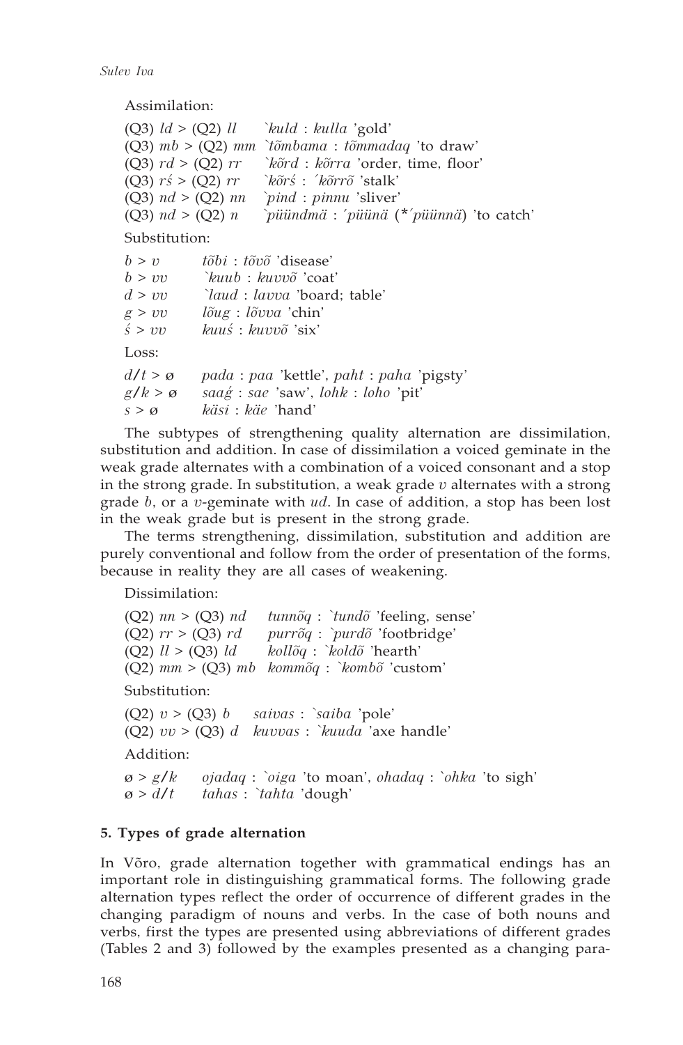Assimilation:

(Q3) *ld* > (Q2) *ll* &nbsp;&nbsp; *`kuld* : *kulla* 'gold'
(Q3) *mb* > (Q2) *mm* &nbsp;&nbsp; *`tõmbama* : *tõmmadaq* 'to draw'
(Q3) *rd* > (Q2) *rr* &nbsp;&nbsp; *`kõrd* : *kõrra* 'order, time, floor'
(Q3) *rś* > (Q2) *rr* &nbsp;&nbsp; *`kõrś* : *´kõrrõ* 'stalk'
(Q3) *nd* > (Q2) *nn* &nbsp;&nbsp; *`pind* : *pinnu* 'sliver'
(Q3) *nd* > (Q2) *n* &nbsp;&nbsp; *`püündmä* : *´püünä* (*\*´püünnä*) 'to catch'

Substitution:

*b* > *v* &nbsp;&nbsp; *tõbi* : *tõvõ* 'disease'
*b* > *vv* &nbsp;&nbsp; *`kuub* : *kuvvõ* 'coat'
*d* > *vv* &nbsp;&nbsp; *`laud* : *lavva* 'board; table'
*g* > *vv* &nbsp;&nbsp; *lõug* : *lõvva* 'chin'
*ś* > *vv* &nbsp;&nbsp; *kuuś* : *kuvvõ* 'six'

Loss:

*d/t* > ø &nbsp;&nbsp; *pada* : *paa* 'kettle', *paht* : *paha* 'pigsty'
*g/k* > ø &nbsp;&nbsp; *saaǵ* : *sae* 'saw', *lohk* : *loho* 'pit'
*s* > ø &nbsp;&nbsp; *käsi* : *käe* 'hand'

The subtypes of strengthening quality alternation are dissimilation, substitution and addition. In case of dissimilation a voiced geminate in the weak grade alternates with a combination of a voiced consonant and a stop in the strong grade. In substitution, a weak grade *v* alternates with a strong grade *b*, or a *v*-geminate with *ud*. In case of addition, a stop has been lost in the weak grade but is present in the strong grade.

The terms strengthening, dissimilation, substitution and addition are purely conventional and follow from the order of presentation of the forms, because in reality they are all cases of weakening.

Dissimilation:

(Q2) *nn* > (Q3) *nd* &nbsp;&nbsp; *tunnõq* : *`tundõ* 'feeling, sense'
(Q2) *rr* > (Q3) *rd* &nbsp;&nbsp; *purrõq* : *`purdõ* 'footbridge'
(Q2) *ll* > (Q3) *ld* &nbsp;&nbsp; *kollõq* : *`koldõ* 'hearth'
(Q2) *mm* > (Q3) *mb* &nbsp;&nbsp; *kommõq* : *`kombõ* 'custom'

Substitution:

(Q2) *v* > (Q3) *b* &nbsp;&nbsp; *saivas* : *`saiba* 'pole'
(Q2) *vv* > (Q3) *d* &nbsp;&nbsp; *kuvvas* : *`kuuda* 'axe handle'

Addition:

ø > *g/k* &nbsp;&nbsp; *ojadaq* : *`oiga* 'to moan', *ohadaq* : *`ohka* 'to sigh'
ø > *d/t* &nbsp;&nbsp; *tahas* : *`tahta* 'dough'

## 5. Types of grade alternation

In Võro, grade alternation together with grammatical endings has an important role in distinguishing grammatical forms. The following grade alternation types reflect the order of occurrence of different grades in the changing paradigm of nouns and verbs. In the case of both nouns and verbs, first the types are presented using abbreviations of different grades (Tables 2 and 3) followed by the examples presented as a changing para-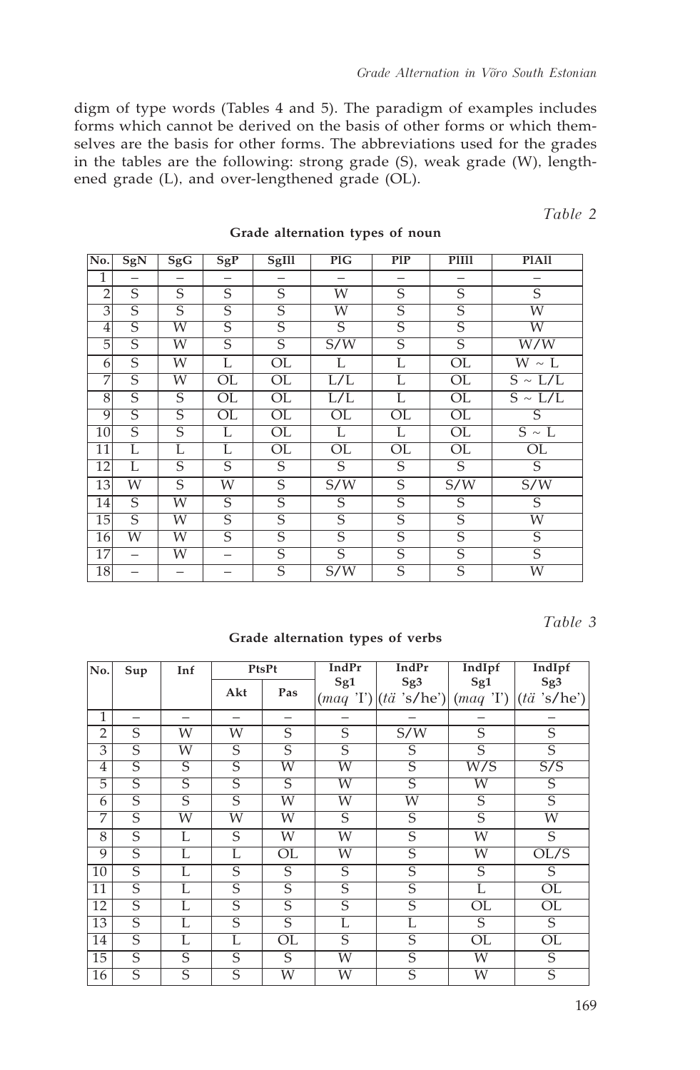digm of type words (Tables 4 and 5). The paradigm of examples includes forms which cannot be derived on the basis of other forms or which themselves are the basis for other forms. The abbreviations used for the grades in the tables are the following: strong grade (S), weak grade (W), lengthened grade (L), and over-lengthened grade (OL).

*Table 2*

**Grade alternation types of noun**

| No. | SgN | SgG | SgP | SgIll | PlG | PlP | PlIll | PlAll |
|---|---|---|---|---|---|---|---|---|
| 1 | – | – | – | – | – | – | – | – |
| 2 | S | S | S | S | W | S | S | S |
| 3 | S | S | S | S | W | S | S | W |
| 4 | S | W | S | S | S | S | S | W |
| 5 | S | W | S | S | S/W | S | S | W/W |
| 6 | S | W | L | OL | L | L | OL | W ~ L |
| 7 | S | W | OL | OL | L/L | L | OL | S ~ L/L |
| 8 | S | S | OL | OL | L/L | L | OL | S ~ L/L |
| 9 | S | S | OL | OL | OL | OL | OL | S |
| 10 | S | S | L | OL | L | L | OL | S ~ L |
| 11 | L | L | L | OL | OL | OL | OL | OL |
| 12 | L | S | S | S | S | S | S | S |
| 13 | W | S | W | S | S/W | S | S/W | S/W |
| 14 | S | W | S | S | S | S | S | S |
| 15 | S | W | S | S | S | S | S | W |
| 16 | W | W | S | S | S | S | S | S |
| 17 | – | W | – | S | S | S | S | S |
| 18 | – | – | – | S | S/W | S | S | W |

*Table 3*

**Grade alternation types of verbs**

| No. | Sup | Inf | PtsPt | | IndPr Sg1 (*maq* 'I') | IndPr Sg3 (*tä* 's/he') | IndIpf Sg1 (*maq* 'I') | IndIpf Sg3 (*tä* 's/he') |
|---|---|---|---|---|---|---|---|---|
| | | | Akt | Pas | | | | |
| 1 | – | – | – | – | – | – | – | – |
| 2 | S | W | W | S | S | S/W | S | S |
| 3 | S | W | S | S | S | S | S | S |
| 4 | S | S | S | W | W | S | W/S | S/S |
| 5 | S | S | S | S | W | S | W | S |
| 6 | S | S | S | W | W | W | S | S |
| 7 | S | W | W | W | S | S | S | W |
| 8 | S | L | S | W | W | S | W | S |
| 9 | S | L | L | OL | W | S | W | OL/S |
| 10 | S | L | S | S | S | S | S | S |
| 11 | S | L | S | S | S | S | L | OL |
| 12 | S | L | S | S | S | S | OL | OL |
| 13 | S | L | S | S | L | L | S | S |
| 14 | S | L | L | OL | S | S | OL | OL |
| 15 | S | S | S | S | W | S | W | S |
| 16 | S | S | S | W | W | S | W | S |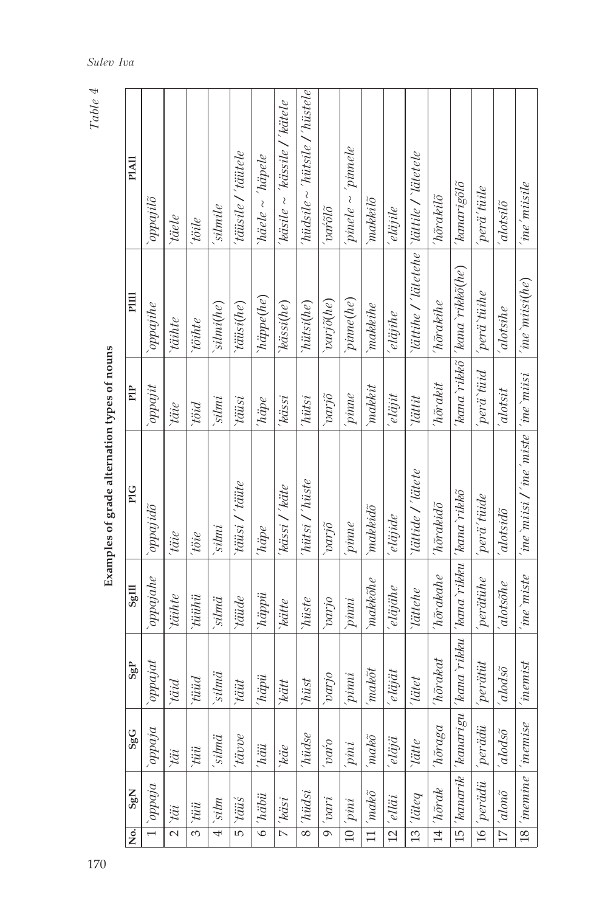Table 4

**Examples of grade alternation types of nouns**

| No. | SgN | SgG | SgP | SgIll | PlG | PlP | PlIll | PlAll |
|---|---|---|---|---|---|---|---|---|
| 1 | \`oppaja | \`oppaja | \`oppajat | \`oppajahe | \`oppajidõ | \`oppajit | \`oppajihe | \`oppajilõ |
| 2 | \`täi | \`täi | \`täid | \`täihte | \`täie | \`täie | \`täihte | \`täele |
| 3 | \`tüü | \`tüü | \`tüüd | \`tüühü | \`töie | \`töid | \`töihte | \`töile |
| 4 | \`silm | \`silmä | \`silmä | \`silmä | \`silmi | \`silmi | \`silmi(he) | \`silmile |
| 5 | \`täüś | \`tävve | \`täüt | \`täüde | \`täüsi / \`täüte | \`täüsi | \`täüsi(he) | \`täüsile / \`täütele |
| 6 | \`häbü | \`häü | \`häpü | \`häppü | \`häpe | \`häpe | \`häppe(he) | \`häele ~ \`häpele |
| 7 | \`käsi | \`käe | \`kätt | \`kätte | \`kässi / \`käte | \`kässi | \`kässi(he) | \`käsile ~ \`kässile / \`kätele |
| 8 | \`hüdsi | \`hüdse | \`hüst | \`hüste | \`hütsi / \`hüste | \`hütsi | \`hütsi(he) | \`hüdsile ~ \`hütsile / \`hüstele |
| 9 | \`vari | \`varo | \`varjo | \`varjo | \`varjõ | \`varjõ | \`varjõ(he) | \`varõlõ |
| 10 | \`pini | \`pini | \`pinni | \`pinni | \`pinne | \`pinne | \`pinne(he) | \`pinele ~ \`pinnele |
| 11 | \`makõ | \`makõ | \`makõt | \`makkõhe | \`makkidõ | \`makkit | \`makkihe | \`makkilõ |
| 12 | \`elläi | \`eläjä | \`eläjät | \`eläjähe | \`eläjide | \`eläjit | \`eläjihe | \`eläjile |
| 13 | \`läteq | \`lätte | \`lätet | \`lättehe | \`lättide / \`lätete | \`lättit | \`lättihe / \`lätetehe | \`lättile / \`lätetele |
| 14 | \`hõrak | \`hõraga | \`hõrakat | \`hõrakahe | \`hõrakidõ | \`hõrakit | \`hõrakihe | \`hõrakilõ |
| 15 | \`kanarik | \`kanarigu | \`kana\`rikku | \`kana\`rikku | \`kana\`rikkõ | \`kana\`rikkõ | \`kana\`rikkõ(he) | \`kanarigõlõ |
| 16 | \`perädü | \`perädü | \`perätüt | \`perätühe | \`perä\`tüide | \`perä\`tüid | \`perä\`tüihe | \`perä\`tüile |
| 17 | \`alonõ | \`alodsõ | \`alodsõ | \`alotsõhe | \`alotsidõ | \`alotsit | \`alotsihe | \`alotsilõ |
| 18 | \`inemine | \`inemise | \`inemist | \`ine\`miste | \`ine\`misi / \`ine\`miste | \`ine\`miisi | \`ine\`miisi(he) | \`ine\`misile |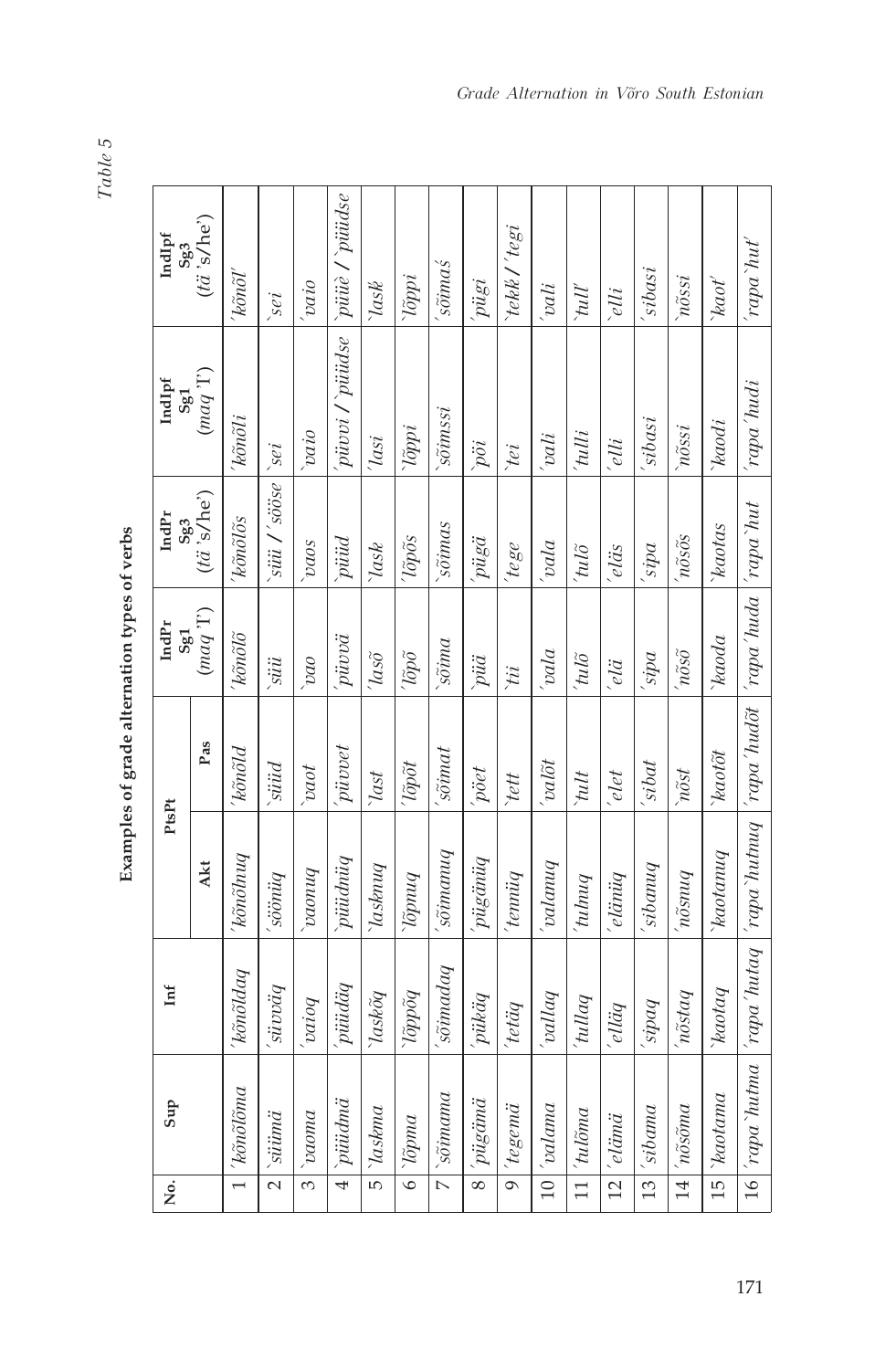Table 5

**Examples of grade alternation types of verbs**

| No. | Sup | Inf | PtsPt | | IndPr Sg1 (*maq* 'I') | IndPr Sg3 (*tä* 's/he') | IndIpf Sg1 (*maq* 'I') | IndIpf Sg3 (*tä* 's/he') |
|---|---|---|---|---|---|---|---|---|
| | | | Akt | Pas | | | | |
| 1 | *'kõnõlõma* | *'kõnõldaq* | *'kõnõlnuq* | *'kõnõld* | *'kõnõlõ* | *'kõnõlõs* | *'kõnõli* | *'kõnõl'* |
| 2 | *`süümä* | *'süvväq* | *'söönüq* | *`süüd* | *`süü* | *`süü / 'sööse* | *`sei* | *`sei* |
| 3 | *`vaoma* | *'vaioq* | *`vaonuq* | *`vaot* | *`vao* | *`vaos* | *`vaio* | *`vaio* |
| 4 | *`püüdmä* | *'püüdäq* | *'püüdnüq* | *'püvvet* | *'püvvä* | *`püüd* | *'püvvi / `püüdse* | *`püüe / `püüdse* |
| 5 | *`laskma* | *'laskõq* | *`lasknuq* | *`last* | *'lasõ* | *`lask* | *'lasi* | *`lask* |
| 6 | *'lõpma* | *'lõppõq* | *'lõpnuq* | *'lõpõt* | *'lõpõ* | *'lõpõs* | *`lõppi* | *`lõppi* |
| 7 | *`sõimama* | *'sõimadaq* | *`sõimanuq* | *`sõimat* | *`sõima* | *`sõimas* | *`sõimssi* | *`sõimaś* |
| 8 | *'pügämä* | *'püküq* | *'pügänüq* | *'pöet* | *'püä* | *'pügä* | *'pöi* | *'pügi* |
| 9 | *'tegemä* | *'tetäq* | *'tennüq* | *`tett* | *`tii* | *'tege* | *`tei* | *`tekk / 'tegi* |
| 10 | *'valama* | *'vallaq* | *'valanuq* | *'valõt* | *'vala* | *'vala* | *'vali* | *'vali* |
| 11 | *'tulõma* | *'tullaq* | *'tulnuq* | *`tult* | *'tulõ* | *'tulõ* | *'tulli* | *`tull'* |
| 12 | *'elämä* | *'elläq* | *'elänüq* | *'elet* | *'elä* | *'eläs* | *'elli* | *'elli* |
| 13 | *'sibama* | *'sipaq* | *'sibanuq* | *'sibat* | *'sipa* | *'sipa* | *'sibasi* | *'sibasi* |
| 14 | *'nõsõma* | *'nõstaq* | *'nõsnuq* | *'nõst* | *'nõsõ* | *'nõsõs* | *'nõssi* | *'nõssi* |
| 15 | *`kaotama* | *`kaotaq* | *`kaotanuq* | *`kaotõt* | *`kaoda* | *`kaotas* | *`kaodi* | *`kaot'* |
| 16 | *'rapa`hutma* | *'rapa`hutaq* | *'rapa`hutnuq* | *'rapa`hudõt* | *'rapa`huda* | *'rapa`hut* | *'rapa`hudi* | *'rapa`hut'* |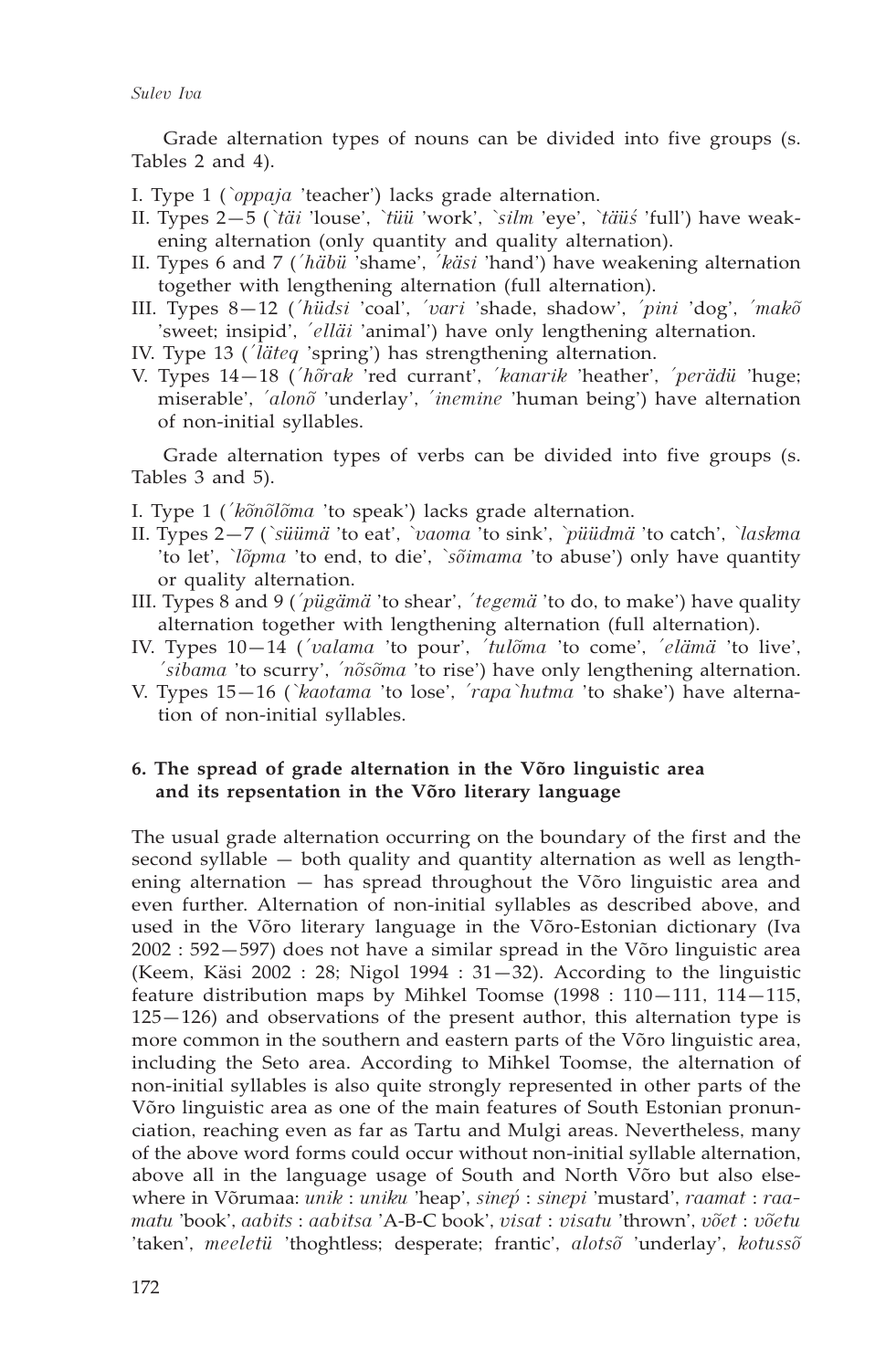Grade alternation types of nouns can be divided into five groups (s. Tables 2 and 4).

I. Type 1 (*`oppaja* 'teacher') lacks grade alternation.
II. Types 2—5 (*`täi* 'louse', *`tüü* 'work', *`silm* 'eye', *`täüś* 'full') have weakening alternation (only quantity and quality alternation).
II. Types 6 and 7 (*´häbü* 'shame', *´käsi* 'hand') have weakening alternation together with lengthening alternation (full alternation).
III. Types 8—12 (*´hüdsi* 'coal', *´vari* 'shade, shadow', *´pini* 'dog', *´makõ* 'sweet; insipid', *´elläi* 'animal') have only lengthening alternation.
IV. Type 13 (*´läteq* 'spring') has strengthening alternation.
V. Types 14—18 (*´hõrak* 'red currant', *´kanarik* 'heather', *´perädü* 'huge; miserable', *´alonõ* 'underlay', *´inemine* 'human being') have alternation of non-initial syllables.

Grade alternation types of verbs can be divided into five groups (s. Tables 3 and 5).

I. Type 1 (*´kõnõlõma* 'to speak') lacks grade alternation.
II. Types 2—7 (*`süümä* 'to eat', *`vaoma* 'to sink', *`püüdmä* 'to catch', *`laskma* 'to let', *`lõpma* 'to end, to die', *`sõimama* 'to abuse') only have quantity or quality alternation.
III. Types 8 and 9 (*´pügämä* 'to shear', *´tegemä* 'to do, to make') have quality alternation together with lengthening alternation (full alternation).
IV. Types 10—14 (*´valama* 'to pour', *´tulõma* 'to come', *´elämä* 'to live', *´sibama* 'to scurry', *´nõsõma* 'to rise') have only lengthening alternation.
V. Types 15—16 (*`kaotama* 'to lose', *´rapa`hutma* 'to shake') have alternation of non-initial syllables.

## 6. The spread of grade alternation in the Võro linguistic area and its repsentation in the Võro literary language

The usual grade alternation occurring on the boundary of the first and the second syllable — both quality and quantity alternation as well as lengthening alternation — has spread throughout the Võro linguistic area and even further. Alternation of non-initial syllables as described above, and used in the Võro literary language in the Võro-Estonian dictionary (Iva 2002 : 592—597) does not have a similar spread in the Võro linguistic area (Keem, Käsi 2002 : 28; Nigol 1994 : 31—32). According to the linguistic feature distribution maps by Mihkel Toomse (1998 : 110—111, 114—115, 125—126) and observations of the present author, this alternation type is more common in the southern and eastern parts of the Võro linguistic area, including the Seto area. According to Mihkel Toomse, the alternation of non-initial syllables is also quite strongly represented in other parts of the Võro linguistic area as one of the main features of South Estonian pronunciation, reaching even as far as Tartu and Mulgi areas. Nevertheless, many of the above word forms could occur without non-initial syllable alternation, above all in the language usage of South and North Võro but also elsewhere in Võrumaa: *unik* : *uniku* 'heap', *sineṕ* : *sinepi* 'mustard', *raamat* : *raamatu* 'book', *aabits* : *aabitsa* 'A-B-C book', *visat* : *visatu* 'thrown', *võet* : *võetu* 'taken', *meeletü* 'thoghtless; desperate; frantic', *alotsõ* 'underlay', *kotussõ*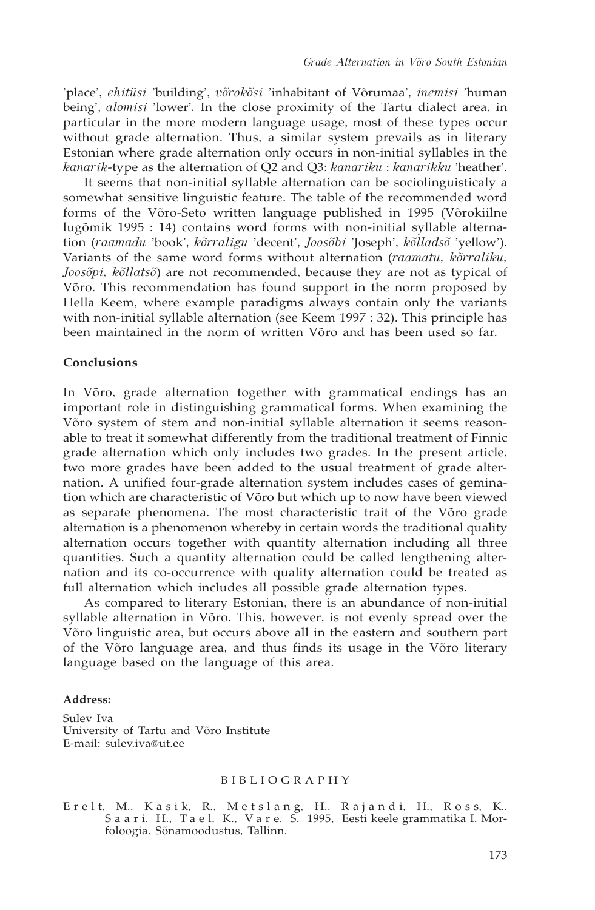'place', *ehitüsi* 'building', *võrokõsi* 'inhabitant of Võrumaa', *inemisi* 'human being', *alomisi* 'lower'. In the close proximity of the Tartu dialect area, in particular in the more modern language usage, most of these types occur without grade alternation. Thus, a similar system prevails as in literary Estonian where grade alternation only occurs in non-initial syllables in the *kanarik*-type as the alternation of Q2 and Q3: *kanariku* : *kanarikku* 'heather'.

It seems that non-initial syllable alternation can be sociolinguisticaly a somewhat sensitive linguistic feature. The table of the recommended word forms of the Võro-Seto written language published in 1995 (Võrokiilne lugõmik 1995 : 14) contains word forms with non-initial syllable alternation (*raamadu* 'book', *kõrraligu* 'decent', *Joosõbi* 'Joseph', *kõlladsõ* 'yellow'). Variants of the same word forms without alternation (*raamatu*, *kõrraliku*, *Joosõpi*, *kõllatsõ*) are not recommended, because they are not as typical of Võro. This recommendation has found support in the norm proposed by Hella Keem, where example paradigms always contain only the variants with non-initial syllable alternation (see Keem 1997 : 32). This principle has been maintained in the norm of written Võro and has been used so far.

## Conclusions

In Võro, grade alternation together with grammatical endings has an important role in distinguishing grammatical forms. When examining the Võro system of stem and non-initial syllable alternation it seems reasonable to treat it somewhat differently from the traditional treatment of Finnic grade alternation which only includes two grades. In the present article, two more grades have been added to the usual treatment of grade alternation. A unified four-grade alternation system includes cases of gemination which are characteristic of Võro but which up to now have been viewed as separate phenomena. The most characteristic trait of the Võro grade alternation is a phenomenon whereby in certain words the traditional quality alternation occurs together with quantity alternation including all three quantities. Such a quantity alternation could be called lengthening alternation and its co-occurrence with quality alternation could be treated as full alternation which includes all possible grade alternation types.

As compared to literary Estonian, there is an abundance of non-initial syllable alternation in Võro. This, however, is not evenly spread over the Võro linguistic area, but occurs above all in the eastern and southern part of the Võro language area, and thus finds its usage in the Võro literary language based on the language of this area.

**Address:**

Sulev Iva
University of Tartu and Võro Institute
E-mail: sulev.iva@ut.ee

## BIBLIOGRAPHY

Erelt, M., Kasik, R., Metslang, H., Rajandi, H., Ross, K., Saari, H., Tael, K., Vare, S. 1995, Eesti keele grammatika I. Morfoloogia. Sõnamoodustus, Tallinn.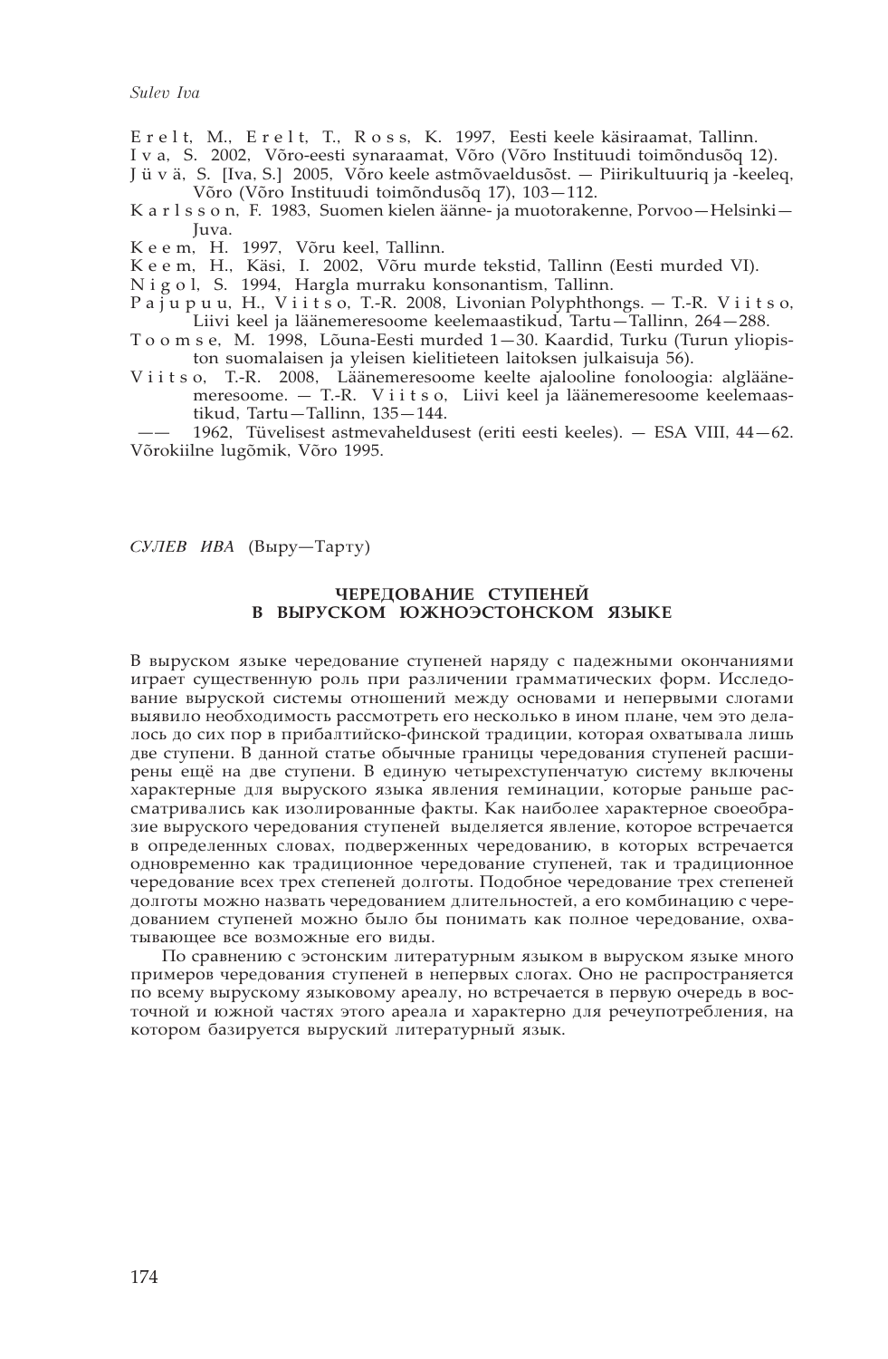E r e l t, M., E r e l t, T., R o s s, K. 1997, Eesti keele käsiraamat, Tallinn.

I v a, S. 2002, Võro-eesti synaraamat, Võro (Võro Instituudi toimõndusõq 12).

J ü v ä, S. [Iva, S.] 2005, Võro keele astmõvaeldusõst. — Piirikultuuriq ja -keeleq, Võro (Võro Instituudi toimõndusõq 17), 103—112.

K a r l s s o n, F. 1983, Suomen kielen äänne- ja muotorakenne, Porvoo—Helsinki—Juva.

K e e m, H. 1997, Võru keel, Tallinn.

K e e m, H., Käsi, I. 2002, Võru murde tekstid, Tallinn (Eesti murded VI).

N i g o l, S. 1994, Hargla murraku konsonantism, Tallinn.

P a j u p u u, H., V i i t s o, T.-R. 2008, Livonian Polyphthongs. — T.-R. V i i t s o, Liivi keel ja läänemeresoome keelemaastikud, Tartu—Tallinn, 264—288.

T o o m s e, M. 1998, Lõuna-Eesti murded 1—30. Kaardid, Turku (Turun yliopiston suomalaisen ja yleisen kielitieteen laitoksen julkaisuja 56).

V i i t s o, T.-R. 2008, Läänemeresoome keelte ajalooline fonoloogia: algläänemeresoome. — T.-R. V i i t s o, Liivi keel ja läänemeresoome keelemaastikud, Tartu—Tallinn, 135—144.

—— 1962, Tüvelisest astmevaheldusest (eriti eesti keeles). — ESA VIII, 44—62.

Võrokiilne lugõmik, Võro 1995.

*СУЛЕВ ИВА* (Выру—Тарту)

## ЧЕРЕДОВАНИЕ СТУПЕНЕЙ В ВЫРУСКОМ ЮЖНОЭСТОНСКОМ ЯЗЫКЕ

В выруском языке чередование ступеней наряду с падежными окончаниями играет существенную роль при различении грамматических форм. Исследование выруской системы отношений между основами и непервыми слогами выявило необходимость рассмотреть его несколько в ином плане, чем это делалось до сих пор в прибалтийско-финской традиции, которая охватывала лишь две ступени. В данной статье обычные границы чередования ступеней расширены ещё на две ступени. В единую четырехступенчатую систему включены характерные для выруского языка явления геминации, которые раньше рассматривались как изолированные факты. Как наиболее характерное своеобразие выруского чередования ступеней выделяется явление, которое встречается в определенных словах, подверженных чередованию, в которых встречается одновременно как традиционное чередование ступеней, так и традиционное чередование всех трех степеней долготы. Подобное чередование трех степеней долготы можно назвать чередованием длительностей, а его комбинацию с чередованием ступеней можно было бы понимать как полное чередование, охватывающее все возможные его виды.

По сравнению с эстонским литературным языком в выруском языке много примеров чередования ступеней в непервых слогах. Оно не распространяется по всему вырускому языковому ареалу, но встречается в первую очередь в восточной и южной частях этого ареала и характерно для речеупотребления, на котором базируется выруский литературный язык.